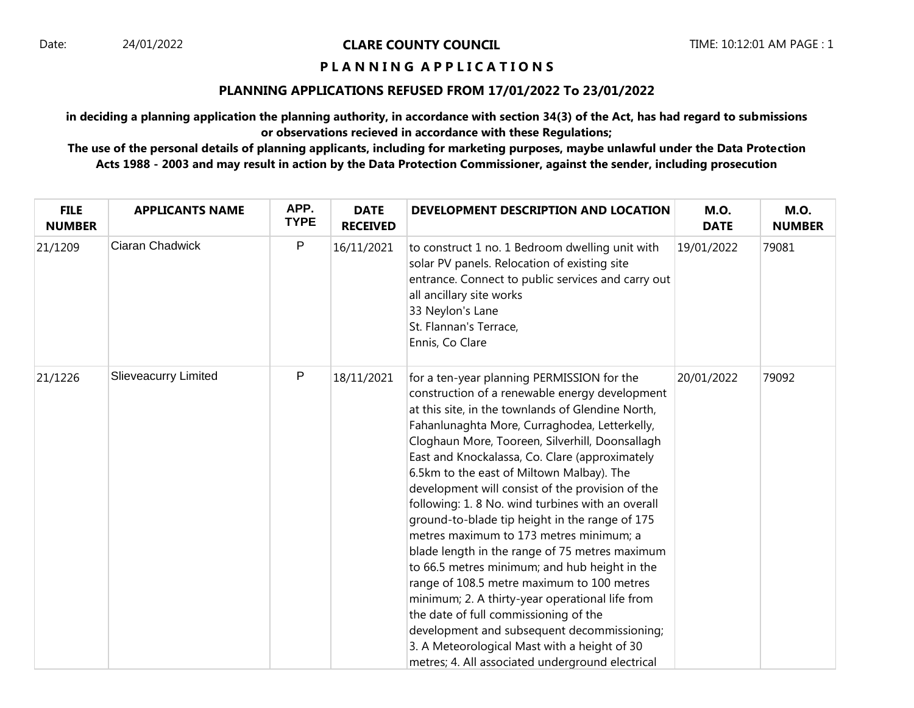Date: 24/01/2022

**CLARE COUNTY COUNCIL**

# P L A N N I N G A P P L I C A T I O N S

## PLANNING APPLICATIONS REFUSED FROM 17/01/2022 To 23/01/2022

**in deciding a planning application the planning authority, in accordance with section 34(3) of the Act, has had regard to submissions or observations recieved in accordance with these Regulations;**

**The use of the personal details of planning applicants, including for marketing purposes, maybe unlawful under the Data Protection Acts 1988 - 2003 and may result in action by the Data Protection Commissioner, against the sender, including prosecution**

| FILE NUMBER | APPLICANTS NAME | APP. TYPE | DATE RECEIVED | DEVELOPMENT DESCRIPTION AND LOCATION | M.O. DATE | M.O. NUMBER |
|---|---|---|---|---|---|---|
| 21/1209 | Ciaran Chadwick | P | 16/11/2021 | to construct 1 no. 1 Bedroom dwelling unit with solar PV panels. Relocation of existing site entrance. Connect to public services and carry out all ancillary site works<br>33 Neylon's Lane<br>St. Flannan's Terrace,<br>Ennis, Co Clare | 19/01/2022 | 79081 |
| 21/1226 | Slieveacurry Limited | P | 18/11/2021 | for a ten-year planning PERMISSION for the construction of a renewable energy development at this site, in the townlands of Glendine North, Fahanlunaghta More, Curraghodea, Letterkelly, Cloghaun More, Tooreen, Silverhill, Doonsallagh East and Knockalassa, Co. Clare (approximately 6.5km to the east of Miltown Malbay). The development will consist of the provision of the following: 1. 8 No. wind turbines with an overall ground-to-blade tip height in the range of 175 metres maximum to 173 metres minimum; a blade length in the range of 75 metres maximum to 66.5 metres minimum; and hub height in the range of 108.5 metre maximum to 100 metres minimum; 2. A thirty-year operational life from the date of full commissioning of the development and subsequent decommissioning; 3. A Meteorological Mast with a height of 30 metres; 4. All associated underground electrical | 20/01/2022 | 79092 |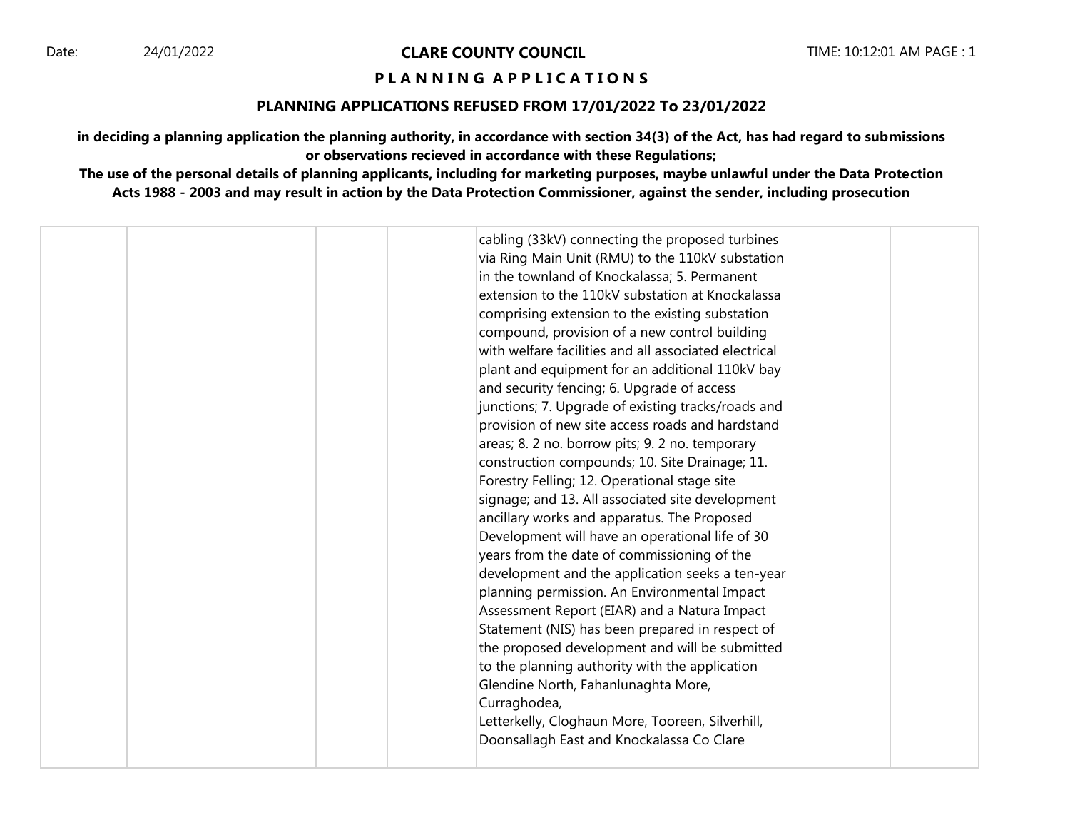**CLARE COUNTY COUNCIL**

**P L A N N I N G A P P L I C A T I O N S**

**PLANNING APPLICATIONS REFUSED FROM 17/01/2022 To 23/01/2022**

**in deciding a planning application the planning authority, in accordance with section 34(3) of the Act, has had regard to submissions or observations recieved in accordance with these Regulations;**

**The use of the personal details of planning applicants, including for marketing purposes, maybe unlawful under the Data Protection Acts 1988 - 2003 and may result in action by the Data Protection Commissioner, against the sender, including prosecution**

| | | | | | | |
|---|---|---|---|---|---|---|
| | | | | cabling (33kV) connecting the proposed turbines via Ring Main Unit (RMU) to the 110kV substation in the townland of Knockalassa; 5. Permanent extension to the 110kV substation at Knockalassa comprising extension to the existing substation compound, provision of a new control building with welfare facilities and all associated electrical plant and equipment for an additional 110kV bay and security fencing; 6. Upgrade of access junctions; 7. Upgrade of existing tracks/roads and provision of new site access roads and hardstand areas; 8. 2 no. borrow pits; 9. 2 no. temporary construction compounds; 10. Site Drainage; 11. Forestry Felling; 12. Operational stage site signage; and 13. All associated site development ancillary works and apparatus. The Proposed Development will have an operational life of 30 years from the date of commissioning of the development and the application seeks a ten-year planning permission. An Environmental Impact Assessment Report (EIAR) and a Natura Impact Statement (NIS) has been prepared in respect of the proposed development and will be submitted to the planning authority with the application Glendine North, Fahanlunaghta More, Curraghodea, Letterkelly, Cloghaun More, Tooreen, Silverhill, Doonsallagh East and Knockalassa Co Clare | | |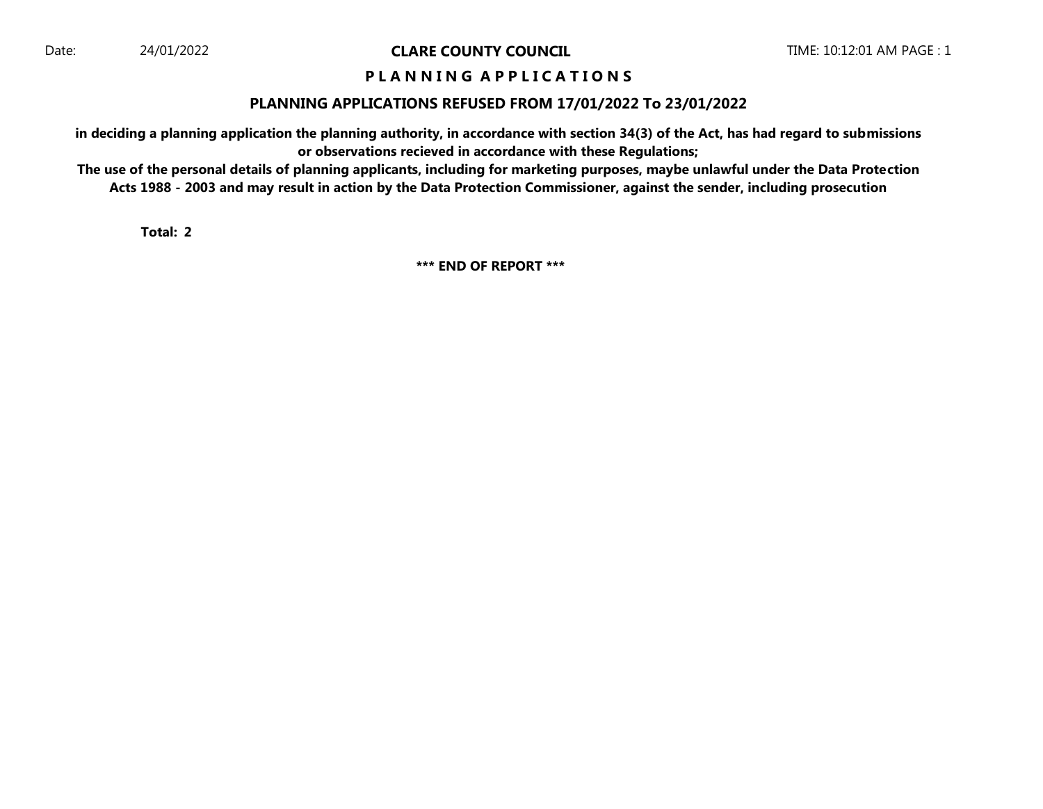**CLARE COUNTY COUNCIL**

**P L A N N I N G   A P P L I C A T I O N S**

**PLANNING APPLICATIONS REFUSED FROM 17/01/2022 To 23/01/2022**

**in deciding a planning application the planning authority, in accordance with section 34(3) of the Act, has had regard to submissions or observations recieved in accordance with these Regulations;**

**The use of the personal details of planning applicants, including for marketing purposes, maybe unlawful under the Data Protection Acts 1988 - 2003 and may result in action by the Data Protection Commissioner, against the sender, including prosecution**

**Total: 2**

**\*\*\* END OF REPORT \*\*\***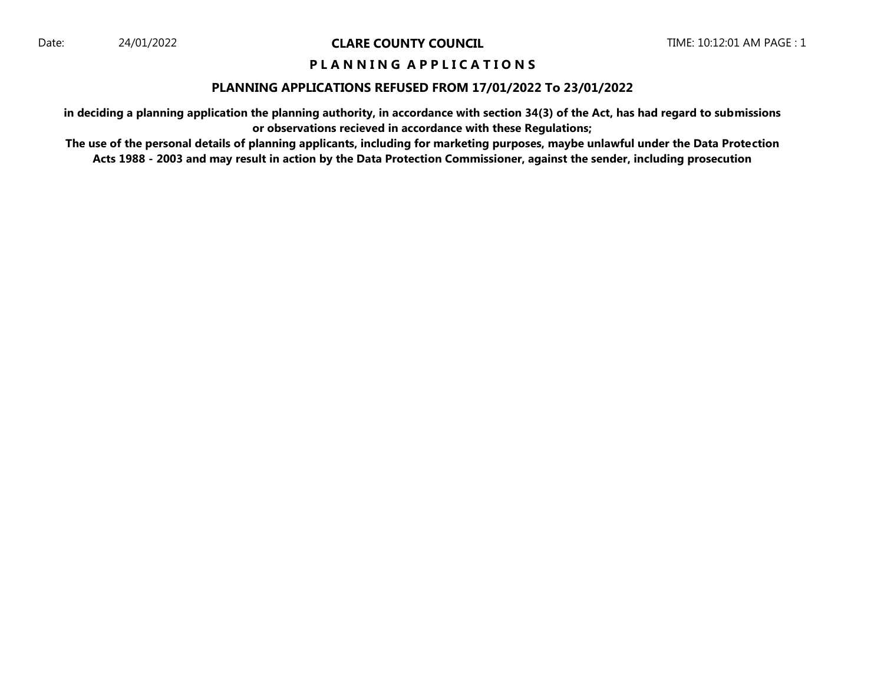Date: 24/01/2022

# CLARE COUNTY COUNCIL

TIME: 10:12:01 AM PAGE : 1

## P L A N N I N G A P P L I C A T I O N S

### PLANNING APPLICATIONS REFUSED FROM 17/01/2022 To 23/01/2022

**in deciding a planning application the planning authority, in accordance with section 34(3) of the Act, has had regard to submissions or observations recieved in accordance with these Regulations;**

**The use of the personal details of planning applicants, including for marketing purposes, maybe unlawful under the Data Protection Acts 1988 - 2003 and may result in action by the Data Protection Commissioner, against the sender, including prosecution**